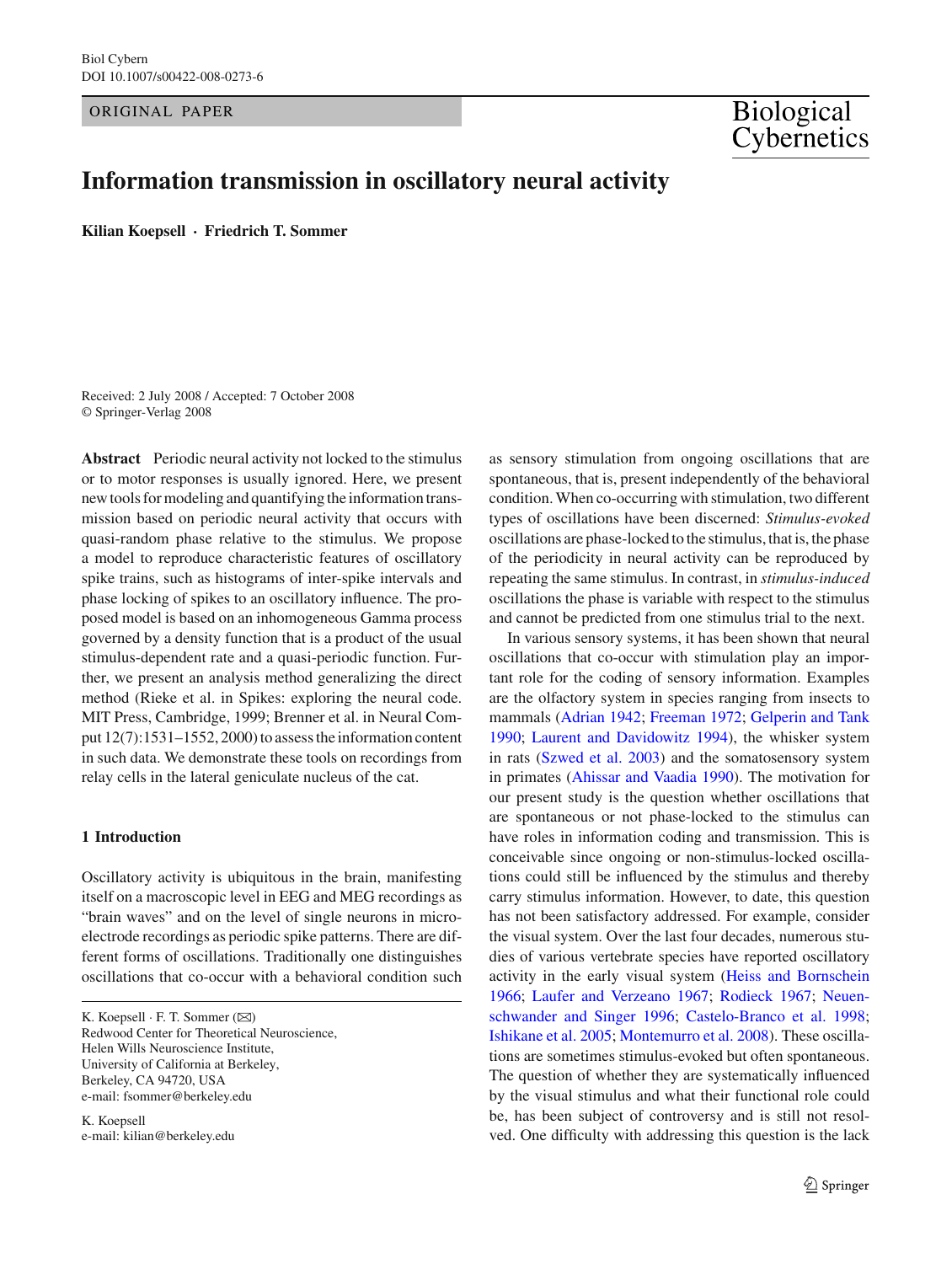ORIGINAL PAPER

# Information transmission in oscillatory neural activity

**Kilian Koepsell · Friedrich T. Sommer**

Received: 2 July 2008 / Accepted: 7 October 2008
© Springer-Verlag 2008

**Abstract** Periodic neural activity not locked to the stimulus or to motor responses is usually ignored. Here, we present new tools for modeling and quantifying the information transmission based on periodic neural activity that occurs with quasi-random phase relative to the stimulus. We propose a model to reproduce characteristic features of oscillatory spike trains, such as histograms of inter-spike intervals and phase locking of spikes to an oscillatory influence. The proposed model is based on an inhomogeneous Gamma process governed by a density function that is a product of the usual stimulus-dependent rate and a quasi-periodic function. Further, we present an analysis method generalizing the direct method (Rieke et al. in Spikes: exploring the neural code. MIT Press, Cambridge, 1999; Brenner et al. in Neural Comput 12(7):1531–1552, 2000) to assess the information content in such data. We demonstrate these tools on recordings from relay cells in the lateral geniculate nucleus of the cat.

## 1 Introduction

Oscillatory activity is ubiquitous in the brain, manifesting itself on a macroscopic level in EEG and MEG recordings as "brain waves" and on the level of single neurons in microelectrode recordings as periodic spike patterns. There are different forms of oscillations. Traditionally one distinguishes oscillations that co-occur with a behavioral condition such as sensory stimulation from ongoing oscillations that are spontaneous, that is, present independently of the behavioral condition. When co-occurring with stimulation, two different types of oscillations have been discerned: *Stimulus-evoked* oscillations are phase-locked to the stimulus, that is, the phase of the periodicity in neural activity can be reproduced by repeating the same stimulus. In contrast, in *stimulus-induced* oscillations the phase is variable with respect to the stimulus and cannot be predicted from one stimulus trial to the next.

In various sensory systems, it has been shown that neural oscillations that co-occur with stimulation play an important role for the coding of sensory information. Examples are the olfactory system in species ranging from insects to mammals (Adrian 1942; Freeman 1972; Gelperin and Tank 1990; Laurent and Davidowitz 1994), the whisker system in rats (Szwed et al. 2003) and the somatosensory system in primates (Ahissar and Vaadia 1990). The motivation for our present study is the question whether oscillations that are spontaneous or not phase-locked to the stimulus can have roles in information coding and transmission. This is conceivable since ongoing or non-stimulus-locked oscillations could still be influenced by the stimulus and thereby carry stimulus information. However, to date, this question has not been satisfactory addressed. For example, consider the visual system. Over the last four decades, numerous studies of various vertebrate species have reported oscillatory activity in the early visual system (Heiss and Bornschein 1966; Laufer and Verzeano 1967; Rodieck 1967; Neuenschwander and Singer 1996; Castelo-Branco et al. 1998; Ishikane et al. 2005; Montemurro et al. 2008). These oscillations are sometimes stimulus-evoked but often spontaneous. The question of whether they are systematically influenced by the visual stimulus and what their functional role could be, has been subject of controversy and is still not resolved. One difficulty with addressing this question is the lack

K. Koepsell · F. T. Sommer (✉)
Redwood Center for Theoretical Neuroscience,
Helen Wills Neuroscience Institute,
University of California at Berkeley,
Berkeley, CA 94720, USA
e-mail: fsommer@berkeley.edu

K. Koepsell
e-mail: kilian@berkeley.edu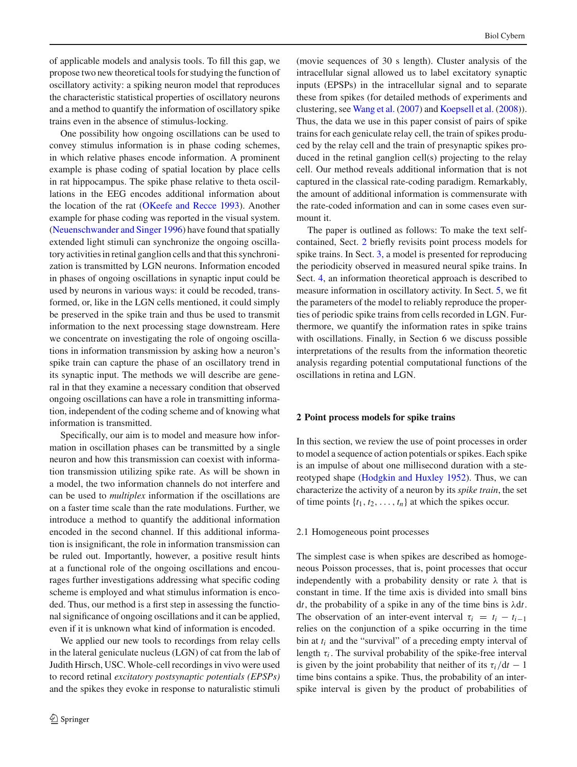of applicable models and analysis tools. To fill this gap, we propose two new theoretical tools for studying the function of oscillatory activity: a spiking neuron model that reproduces the characteristic statistical properties of oscillatory neurons and a method to quantify the information of oscillatory spike trains even in the absence of stimulus-locking.

One possibility how ongoing oscillations can be used to convey stimulus information is in phase coding schemes, in which relative phases encode information. A prominent example is phase coding of spatial location by place cells in rat hippocampus. The spike phase relative to theta oscillations in the EEG encodes additional information about the location of the rat (OKeefe and Recce 1993). Another example for phase coding was reported in the visual system. (Neuenschwander and Singer 1996) have found that spatially extended light stimuli can synchronize the ongoing oscillatory activities in retinal ganglion cells and that this synchronization is transmitted by LGN neurons. Information encoded in phases of ongoing oscillations in synaptic input could be used by neurons in various ways: it could be recoded, transformed, or, like in the LGN cells mentioned, it could simply be preserved in the spike train and thus be used to transmit information to the next processing stage downstream. Here we concentrate on investigating the role of ongoing oscillations in information transmission by asking how a neuron's spike train can capture the phase of an oscillatory trend in its synaptic input. The methods we will describe are general in that they examine a necessary condition that observed ongoing oscillations can have a role in transmitting information, independent of the coding scheme and of knowing what information is transmitted.

Specifically, our aim is to model and measure how information in oscillation phases can be transmitted by a single neuron and how this transmission can coexist with information transmission utilizing spike rate. As will be shown in a model, the two information channels do not interfere and can be used to *multiplex* information if the oscillations are on a faster time scale than the rate modulations. Further, we introduce a method to quantify the additional information encoded in the second channel. If this additional information is insignificant, the role in information transmission can be ruled out. Importantly, however, a positive result hints at a functional role of the ongoing oscillations and encourages further investigations addressing what specific coding scheme is employed and what stimulus information is encoded. Thus, our method is a first step in assessing the functional significance of ongoing oscillations and it can be applied, even if it is unknown what kind of information is encoded.

We applied our new tools to recordings from relay cells in the lateral geniculate nucleus (LGN) of cat from the lab of Judith Hirsch, USC. Whole-cell recordings in vivo were used to record retinal *excitatory postsynaptic potentials (EPSPs)* and the spikes they evoke in response to naturalistic stimuli (movie sequences of 30 s length). Cluster analysis of the intracellular signal allowed us to label excitatory synaptic inputs (EPSPs) in the intracellular signal and to separate these from spikes (for detailed methods of experiments and clustering, see Wang et al. (2007) and Koepsell et al. (2008)). Thus, the data we use in this paper consist of pairs of spike trains for each geniculate relay cell, the train of spikes produced by the relay cell and the train of presynaptic spikes produced in the retinal ganglion cell(s) projecting to the relay cell. Our method reveals additional information that is not captured in the classical rate-coding paradigm. Remarkably, the amount of additional information is commensurate with the rate-coded information and can in some cases even surmount it.

The paper is outlined as follows: To make the text self-contained, Sect. 2 briefly revisits point process models for spike trains. In Sect. 3, a model is presented for reproducing the periodicity observed in measured neural spike trains. In Sect. 4, an information theoretical approach is described to measure information in oscillatory activity. In Sect. 5, we fit the parameters of the model to reliably reproduce the properties of periodic spike trains from cells recorded in LGN. Furthermore, we quantify the information rates in spike trains with oscillations. Finally, in Section 6 we discuss possible interpretations of the results from the information theoretic analysis regarding potential computational functions of the oscillations in retina and LGN.

## 2 Point process models for spike trains

In this section, we review the use of point processes in order to model a sequence of action potentials or spikes. Each spike is an impulse of about one millisecond duration with a stereotyped shape (Hodgkin and Huxley 1952). Thus, we can characterize the activity of a neuron by its *spike train*, the set of time points $\{t_1, t_2, \ldots, t_n\}$ at which the spikes occur.

### 2.1 Homogeneous point processes

The simplest case is when spikes are described as homogeneous Poisson processes, that is, point processes that occur independently with a probability density or rate $\lambda$ that is constant in time. If the time axis is divided into small bins $\mathrm{d}t$, the probability of a spike in any of the time bins is $\lambda \mathrm{d}t$. The observation of an inter-event interval $\tau_i = t_i - t_{i-1}$ relies on the conjunction of a spike occurring in the time bin at $t_i$ and the "survival" of a preceding empty interval of length $\tau_i$. The survival probability of the spike-free interval is given by the joint probability that neither of its $\tau_i/\mathrm{d}t - 1$ time bins contains a spike. Thus, the probability of an inter-spike interval is given by the product of probabilities of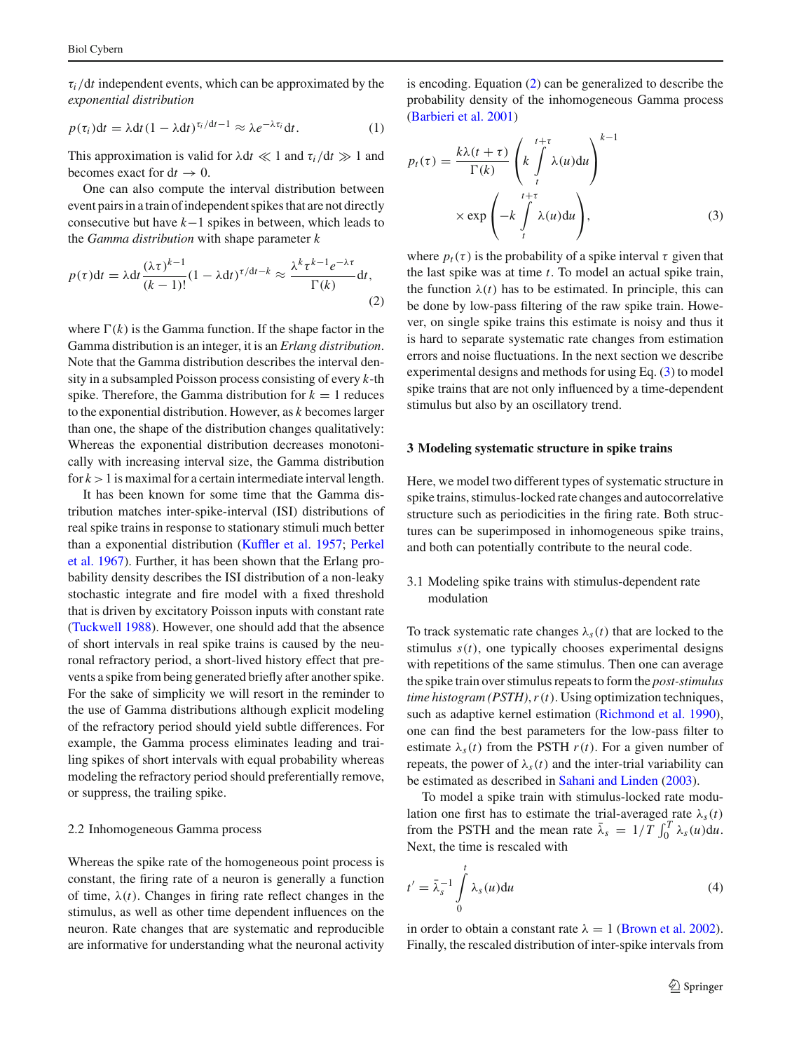$\tau_i/\mathrm{d}t$ independent events, which can be approximated by the *exponential distribution*

$$p(\tau_i)\mathrm{d}t = \lambda \mathrm{d}t\,(1 - \lambda \mathrm{d}t)^{\tau_i/\mathrm{d}t - 1} \approx \lambda e^{-\lambda \tau_i} \mathrm{d}t. \tag{1}$$

This approximation is valid for $\lambda \mathrm{d}t \ll 1$ and $\tau_i/\mathrm{d}t \gg 1$ and becomes exact for $\mathrm{d}t \to 0$.

One can also compute the interval distribution between event pairs in a train of independent spikes that are not directly consecutive but have $k-1$ spikes in between, which leads to the *Gamma distribution* with shape parameter $k$

$$p(\tau)\mathrm{d}t = \lambda \mathrm{d}t \frac{(\lambda \tau)^{k-1}}{(k-1)!}(1 - \lambda \mathrm{d}t)^{\tau/\mathrm{d}t - k} \approx \frac{\lambda^k \tau^{k-1} e^{-\lambda \tau}}{\Gamma(k)} \mathrm{d}t, \tag{2}$$

where $\Gamma(k)$ is the Gamma function. If the shape factor in the Gamma distribution is an integer, it is an *Erlang distribution*. Note that the Gamma distribution describes the interval density in a subsampled Poisson process consisting of every $k$-th spike. Therefore, the Gamma distribution for $k = 1$ reduces to the exponential distribution. However, as $k$ becomes larger than one, the shape of the distribution changes qualitatively: Whereas the exponential distribution decreases monotonically with increasing interval size, the Gamma distribution for $k > 1$ is maximal for a certain intermediate interval length.

It has been known for some time that the Gamma distribution matches inter-spike-interval (ISI) distributions of real spike trains in response to stationary stimuli much better than a exponential distribution (Kuffler et al. 1957; Perkel et al. 1967). Further, it has been shown that the Erlang probability density describes the ISI distribution of a non-leaky stochastic integrate and fire model with a fixed threshold that is driven by excitatory Poisson inputs with constant rate (Tuckwell 1988). However, one should add that the absence of short intervals in real spike trains is caused by the neuronal refractory period, a short-lived history effect that prevents a spike from being generated briefly after another spike. For the sake of simplicity we will resort in the reminder to the use of Gamma distributions although explicit modeling of the refractory period should yield subtle differences. For example, the Gamma process eliminates leading and trailing spikes of short intervals with equal probability whereas modeling the refractory period should preferentially remove, or suppress, the trailing spike.

### 2.2 Inhomogeneous Gamma process

Whereas the spike rate of the homogeneous point process is constant, the firing rate of a neuron is generally a function of time, $\lambda(t)$. Changes in firing rate reflect changes in the stimulus, as well as other time dependent influences on the neuron. Rate changes that are systematic and reproducible are informative for understanding what the neuronal activity is encoding. Equation (2) can be generalized to describe the probability density of the inhomogeneous Gamma process (Barbieri et al. 2001)

$$p_t(\tau) = \frac{k\lambda(t+\tau)}{\Gamma(k)} \left( k \int_t^{t+\tau} \lambda(u)\mathrm{d}u \right)^{k-1} \times \exp\left( -k \int_t^{t+\tau} \lambda(u)\mathrm{d}u \right), \tag{3}$$

where $p_t(\tau)$ is the probability of a spike interval $\tau$ given that the last spike was at time $t$. To model an actual spike train, the function $\lambda(t)$ has to be estimated. In principle, this can be done by low-pass filtering of the raw spike train. However, on single spike trains this estimate is noisy and thus it is hard to separate systematic rate changes from estimation errors and noise fluctuations. In the next section we describe experimental designs and methods for using Eq. (3) to model spike trains that are not only influenced by a time-dependent stimulus but also by an oscillatory trend.

## 3 Modeling systematic structure in spike trains

Here, we model two different types of systematic structure in spike trains, stimulus-locked rate changes and autocorrelative structure such as periodicities in the firing rate. Both structures can be superimposed in inhomogeneous spike trains, and both can potentially contribute to the neural code.

### 3.1 Modeling spike trains with stimulus-dependent rate modulation

To track systematic rate changes $\lambda_s(t)$ that are locked to the stimulus $s(t)$, one typically chooses experimental designs with repetitions of the same stimulus. Then one can average the spike train over stimulus repeats to form the *post-stimulus time histogram (PSTH)*, $r(t)$. Using optimization techniques, such as adaptive kernel estimation (Richmond et al. 1990), one can find the best parameters for the low-pass filter to estimate $\lambda_s(t)$ from the PSTH $r(t)$. For a given number of repeats, the power of $\lambda_s(t)$ and the inter-trial variability can be estimated as described in Sahani and Linden (2003).

To model a spike train with stimulus-locked rate modulation one first has to estimate the trial-averaged rate $\lambda_s(t)$ from the PSTH and the mean rate $\bar{\lambda}_s = 1/T \int_0^T \lambda_s(u)\mathrm{d}u$. Next, the time is rescaled with

$$t' = \bar{\lambda}_s^{-1} \int_0^t \lambda_s(u)\mathrm{d}u \tag{4}$$

in order to obtain a constant rate $\lambda = 1$ (Brown et al. 2002). Finally, the rescaled distribution of inter-spike intervals from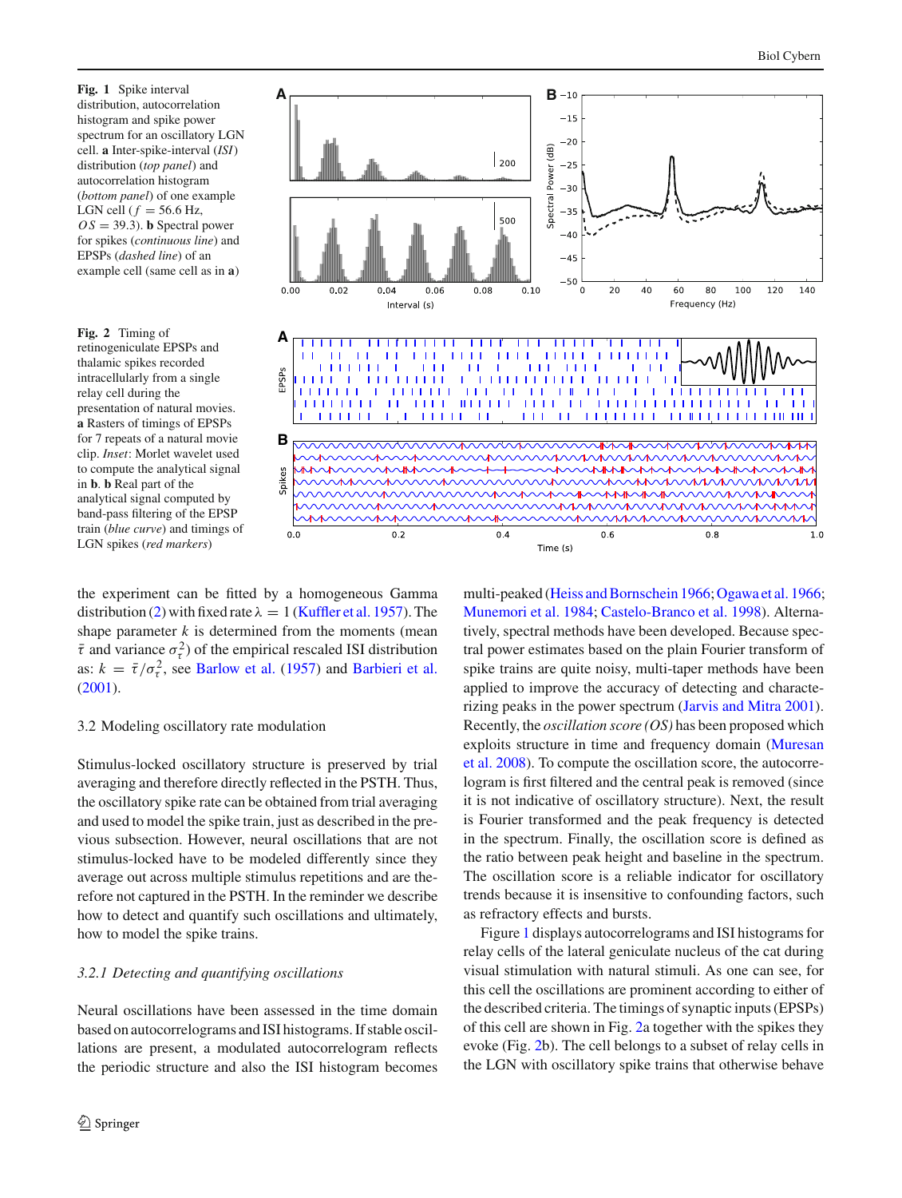**Fig. 1** Spike interval distribution, autocorrelation histogram and spike power spectrum for an oscillatory LGN cell. **a** Inter-spike-interval (*ISI*) distribution (*top panel*) and autocorrelation histogram (*bottom panel*) of one example LGN cell ($f = 56.6$ Hz, $OS = 39.3$). **b** Spectral power for spikes (*continuous line*) and EPSPs (*dashed line*) of an example cell (same cell as in **a**)

**Fig. 2** Timing of retinogeniculate EPSPs and thalamic spikes recorded intracellularly from a single relay cell during the presentation of natural movies. **a** Rasters of timings of EPSPs for 7 repeats of a natural movie clip. *Inset*: Morlet wavelet used to compute the analytical signal in **b**. **b** Real part of the analytical signal computed by band-pass filtering of the EPSP train (*blue curve*) and timings of LGN spikes (*red markers*)

the experiment can be fitted by a homogeneous Gamma distribution (2) with fixed rate $\lambda = 1$ (Kuffler et al. 1957). The shape parameter $k$ is determined from the moments (mean $\bar{\tau}$ and variance $\sigma_\tau^2$) of the empirical rescaled ISI distribution as: $k = \bar{\tau}/\sigma_\tau^2$, see Barlow et al. (1957) and Barbieri et al. (2001).

### 3.2 Modeling oscillatory rate modulation

Stimulus-locked oscillatory structure is preserved by trial averaging and therefore directly reflected in the PSTH. Thus, the oscillatory spike rate can be obtained from trial averaging and used to model the spike train, just as described in the previous subsection. However, neural oscillations that are not stimulus-locked have to be modeled differently since they average out across multiple stimulus repetitions and are therefore not captured in the PSTH. In the reminder we describe how to detect and quantify such oscillations and ultimately, how to model the spike trains.

#### *3.2.1 Detecting and quantifying oscillations*

Neural oscillations have been assessed in the time domain based on autocorrelograms and ISI histograms. If stable oscillations are present, a modulated autocorrelogram reflects the periodic structure and also the ISI histogram becomes multi-peaked (Heiss and Bornschein 1966; Ogawa et al. 1966; Munemori et al. 1984; Castelo-Branco et al. 1998). Alternatively, spectral methods have been developed. Because spectral power estimates based on the plain Fourier transform of spike trains are quite noisy, multi-taper methods have been applied to improve the accuracy of detecting and characterizing peaks in the power spectrum (Jarvis and Mitra 2001). Recently, the *oscillation score (OS)* has been proposed which exploits structure in time and frequency domain (Muresan et al. 2008). To compute the oscillation score, the autocorrelogram is first filtered and the central peak is removed (since it is not indicative of oscillatory structure). Next, the result is Fourier transformed and the peak frequency is detected in the spectrum. Finally, the oscillation score is defined as the ratio between peak height and baseline in the spectrum. The oscillation score is a reliable indicator for oscillatory trends because it is insensitive to confounding factors, such as refractory effects and bursts.

Figure 1 displays autocorrelograms and ISI histograms for relay cells of the lateral geniculate nucleus of the cat during visual stimulation with natural stimuli. As one can see, for this cell the oscillations are prominent according to either of the described criteria. The timings of synaptic inputs (EPSPs) of this cell are shown in Fig. 2a together with the spikes they evoke (Fig. 2b). The cell belongs to a subset of relay cells in the LGN with oscillatory spike trains that otherwise behave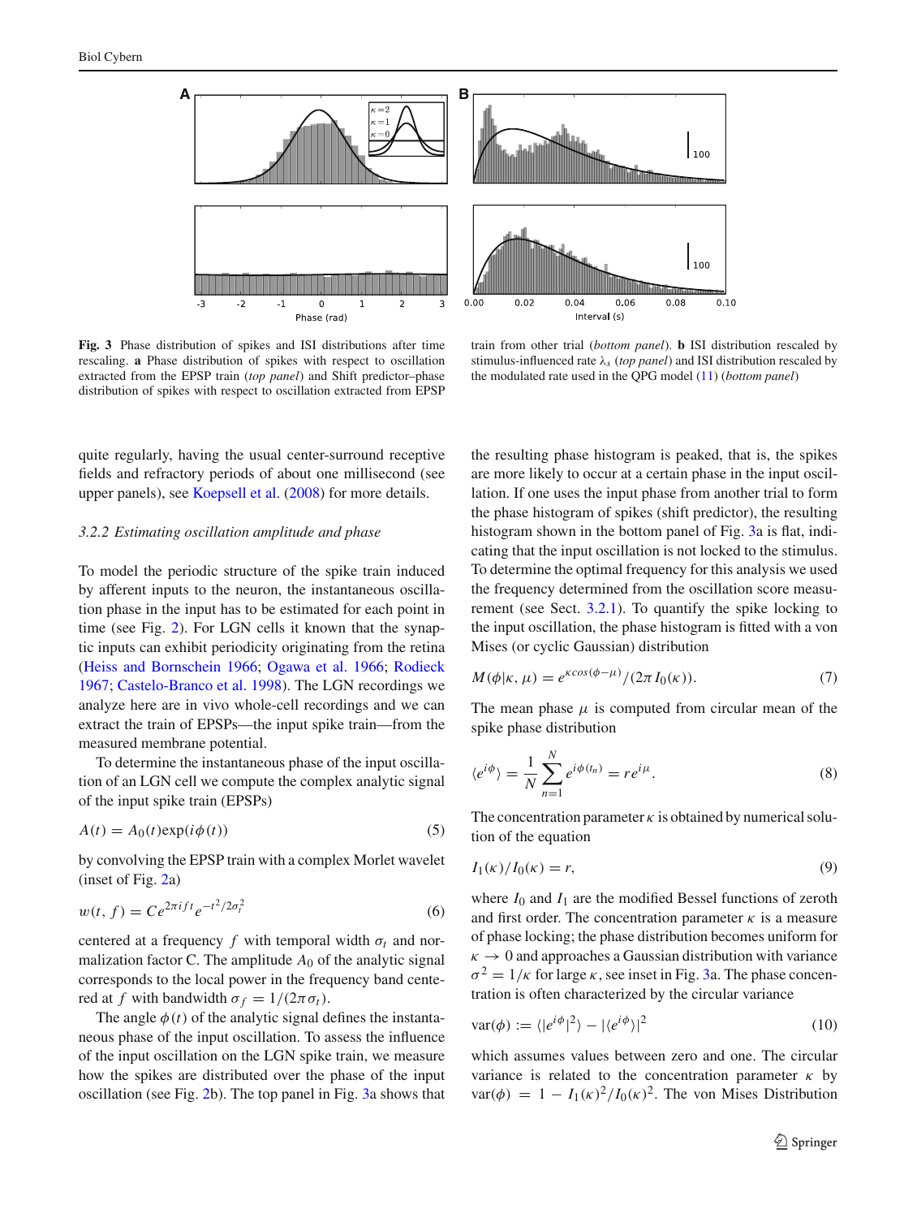Fig. 3 Phase distribution of spikes and ISI distributions after time rescaling. **a** Phase distribution of spikes with respect to oscillation extracted from the EPSP train (*top panel*) and Shift predictor–phase distribution of spikes with respect to oscillation extracted from EPSP train from other trial (*bottom panel*). **b** ISI distribution rescaled by stimulus-influenced rate $\lambda_s$ (*top panel*) and ISI distribution rescaled by the modulated rate used in the QPG model (11) (*bottom panel*)

quite regularly, having the usual center-surround receptive fields and refractory periods of about one millisecond (see upper panels), see Koepsell et al. (2008) for more details.

### 3.2.2 Estimating oscillation amplitude and phase

To model the periodic structure of the spike train induced by afferent inputs to the neuron, the instantaneous oscillation phase in the input has to be estimated for each point in time (see Fig. 2). For LGN cells it known that the synaptic inputs can exhibit periodicity originating from the retina (Heiss and Bornschein 1966; Ogawa et al. 1966; Rodieck 1967; Castelo-Branco et al. 1998). The LGN recordings we analyze here are in vivo whole-cell recordings and we can extract the train of EPSPs—the input spike train—from the measured membrane potential.

To determine the instantaneous phase of the input oscillation of an LGN cell we compute the complex analytic signal of the input spike train (EPSPs)

$$A(t) = A_0(t)\exp(i\phi(t)) \tag{5}$$

by convolving the EPSP train with a complex Morlet wavelet (inset of Fig. 2a)

$$w(t, f) = Ce^{2\pi i f t}e^{-t^2/2\sigma_t^2} \tag{6}$$

centered at a frequency $f$ with temporal width $\sigma_t$ and normalization factor C. The amplitude $A_0$ of the analytic signal corresponds to the local power in the frequency band centered at $f$ with bandwidth $\sigma_f = 1/(2\pi\sigma_t)$.

The angle $\phi(t)$ of the analytic signal defines the instantaneous phase of the input oscillation. To assess the influence of the input oscillation on the LGN spike train, we measure how the spikes are distributed over the phase of the input oscillation (see Fig. 2b). The top panel in Fig. 3a shows that the resulting phase histogram is peaked, that is, the spikes are more likely to occur at a certain phase in the input oscillation. If one uses the input phase from another trial to form the phase histogram of spikes (shift predictor), the resulting histogram shown in the bottom panel of Fig. 3a is flat, indicating that the input oscillation is not locked to the stimulus. To determine the optimal frequency for this analysis we used the frequency determined from the oscillation score measurement (see Sect. 3.2.1). To quantify the spike locking to the input oscillation, the phase histogram is fitted with a von Mises (or cyclic Gaussian) distribution

$$M(\phi|\kappa, \mu) = e^{\kappa \cos(\phi-\mu)}/(2\pi I_0(\kappa)). \tag{7}$$

The mean phase $\mu$ is computed from circular mean of the spike phase distribution

$$\langle e^{i\phi}\rangle = \frac{1}{N}\sum_{n=1}^{N} e^{i\phi(t_n)} = re^{i\mu}. \tag{8}$$

The concentration parameter $\kappa$ is obtained by numerical solution of the equation

$$I_1(\kappa)/I_0(\kappa) = r, \tag{9}$$

where $I_0$ and $I_1$ are the modified Bessel functions of zeroth and first order. The concentration parameter $\kappa$ is a measure of phase locking; the phase distribution becomes uniform for $\kappa \to 0$ and approaches a Gaussian distribution with variance $\sigma^2 = 1/\kappa$ for large $\kappa$, see inset in Fig. 3a. The phase concentration is often characterized by the circular variance

$$\text{var}(\phi) := \langle |e^{i\phi}|^2\rangle - |\langle e^{i\phi}\rangle|^2 \tag{10}$$

which assumes values between zero and one. The circular variance is related to the concentration parameter $\kappa$ by $\text{var}(\phi) = 1 - I_1(\kappa)^2/I_0(\kappa)^2$. The von Mises Distribution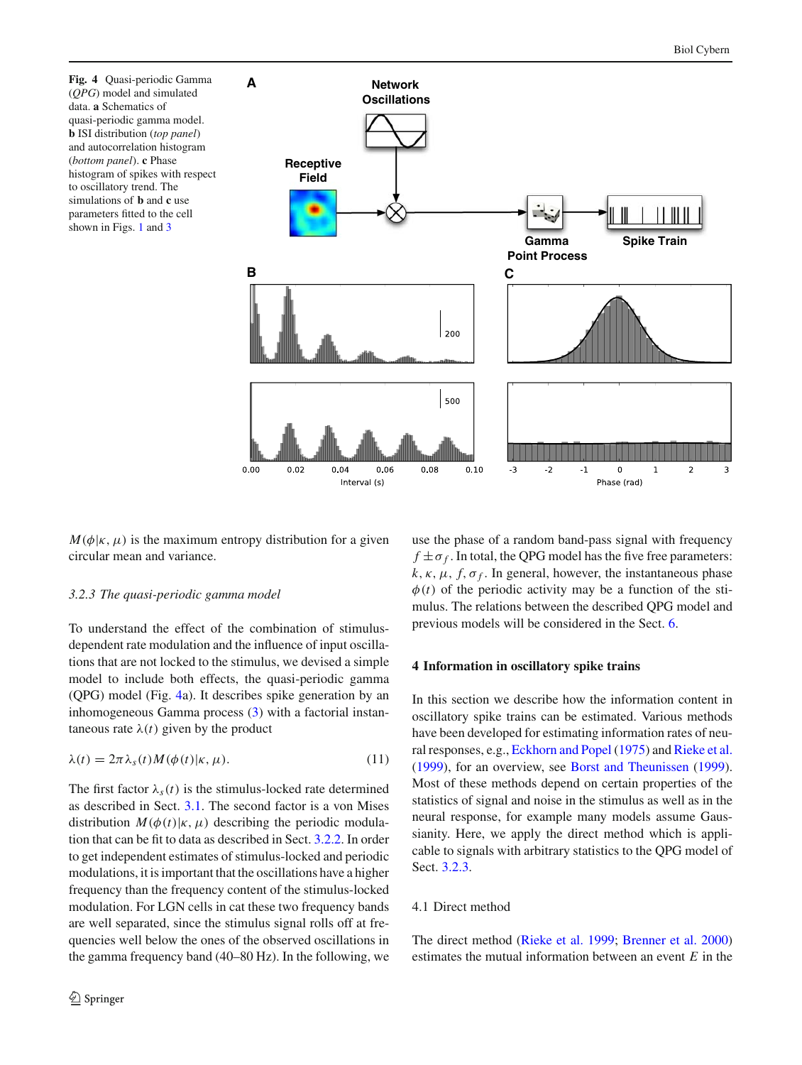**Fig. 4** Quasi-periodic Gamma (*QPG*) model and simulated data. **a** Schematics of quasi-periodic gamma model. **b** ISI distribution (*top panel*) and autocorrelation histogram (*bottom panel*). **c** Phase histogram of spikes with respect to oscillatory trend. The simulations of **b** and **c** use parameters fitted to the cell shown in Figs. 1 and 3

$M(\phi|\kappa, \mu)$ is the maximum entropy distribution for a given circular mean and variance.

### 3.2.3 The quasi-periodic gamma model

To understand the effect of the combination of stimulus-dependent rate modulation and the influence of input oscillations that are not locked to the stimulus, we devised a simple model to include both effects, the quasi-periodic gamma (QPG) model (Fig. 4a). It describes spike generation by an inhomogeneous Gamma process (3) with a factorial instantaneous rate $\lambda(t)$ given by the product

$$\lambda(t) = 2\pi\lambda_s(t)M(\phi(t)|\kappa, \mu). \tag{11}$$

The first factor $\lambda_s(t)$ is the stimulus-locked rate determined as described in Sect. 3.1. The second factor is a von Mises distribution $M(\phi(t)|\kappa, \mu)$ describing the periodic modulation that can be fit to data as described in Sect. 3.2.2. In order to get independent estimates of stimulus-locked and periodic modulations, it is important that the oscillations have a higher frequency than the frequency content of the stimulus-locked modulation. For LGN cells in cat these two frequency bands are well separated, since the stimulus signal rolls off at frequencies well below the ones of the observed oscillations in the gamma frequency band (40–80 Hz). In the following, we use the phase of a random band-pass signal with frequency $f \pm \sigma_f$. In total, the QPG model has the five free parameters: $k, \kappa, \mu, f, \sigma_f$. In general, however, the instantaneous phase $\phi(t)$ of the periodic activity may be a function of the stimulus. The relations between the described QPG model and previous models will be considered in the Sect. 6.

## 4 Information in oscillatory spike trains

In this section we describe how the information content in oscillatory spike trains can be estimated. Various methods have been developed for estimating information rates of neural responses, e.g., Eckhorn and Popel (1975) and Rieke et al. (1999), for an overview, see Borst and Theunissen (1999). Most of these methods depend on certain properties of the statistics of signal and noise in the stimulus as well as in the neural response, for example many models assume Gaussianity. Here, we apply the direct method which is applicable to signals with arbitrary statistics to the QPG model of Sect. 3.2.3.

### 4.1 Direct method

The direct method (Rieke et al. 1999; Brenner et al. 2000) estimates the mutual information between an event $E$ in the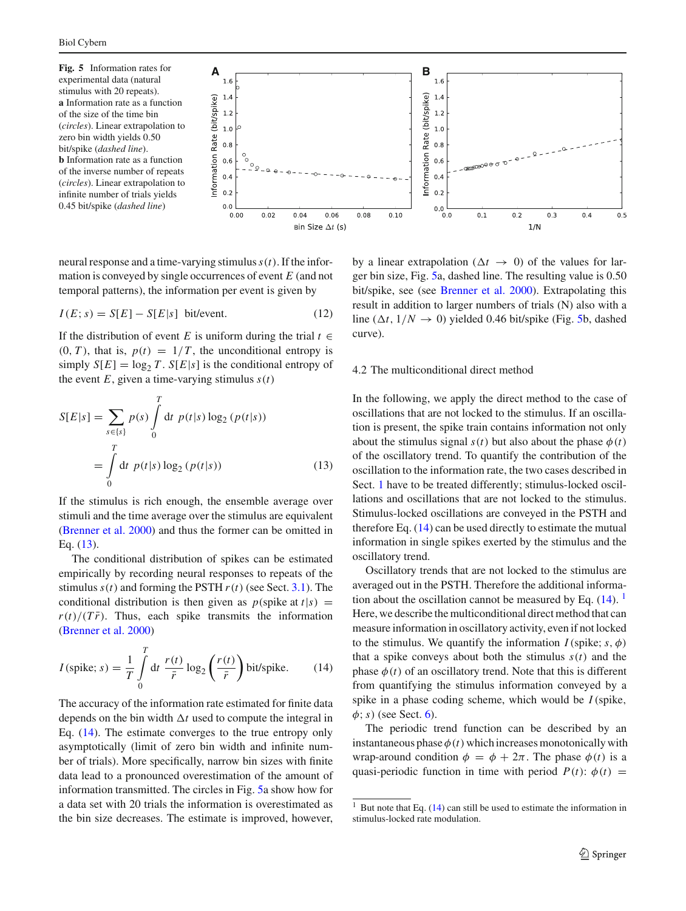**Fig. 5** Information rates for experimental data (natural stimulus with 20 repeats). **a** Information rate as a function of the size of the time bin (*circles*). Linear extrapolation to zero bin width yields 0.50 bit/spike (*dashed line*). **b** Information rate as a function of the inverse number of repeats (*circles*). Linear extrapolation to infinite number of trials yields 0.45 bit/spike (*dashed line*)

neural response and a time-varying stimulus $s(t)$. If the information is conveyed by single occurrences of event $E$ (and not temporal patterns), the information per event is given by

$$I(E; s) = S[E] - S[E|s] \quad \text{bit/event.} \tag{12}$$

If the distribution of event $E$ is uniform during the trial $t \in (0, T)$, that is, $p(t) = 1/T$, the unconditional entropy is simply $S[E] = \log_2 T$. $S[E|s]$ is the conditional entropy of the event $E$, given a time-varying stimulus $s(t)$

$$S[E|s] = \sum_{s \in \{s\}} p(s) \int_0^T \mathrm{d}t \; p(t|s) \log_2 (p(t|s))$$
$$= \int_0^T \mathrm{d}t \; p(t|s) \log_2 (p(t|s)) \tag{13}$$

If the stimulus is rich enough, the ensemble average over stimuli and the time average over the stimulus are equivalent (Brenner et al. 2000) and thus the former can be omitted in Eq. (13).

The conditional distribution of spikes can be estimated empirically by recording neural responses to repeats of the stimulus $s(t)$ and forming the PSTH $r(t)$ (see Sect. 3.1). The conditional distribution is then given as $p(\text{spike at } t|s) = r(t)/(T\bar{r})$. Thus, each spike transmits the information (Brenner et al. 2000)

$$I(\text{spike}; s) = \frac{1}{T} \int_0^T \mathrm{d}t \; \frac{r(t)}{\bar{r}} \log_2 \left( \frac{r(t)}{\bar{r}} \right) \text{bit/spike.} \tag{14}$$

The accuracy of the information rate estimated for finite data depends on the bin width $\Delta t$ used to compute the integral in Eq. (14). The estimate converges to the true entropy only asymptotically (limit of zero bin width and infinite number of trials). More specifically, narrow bin sizes with finite data lead to a pronounced overestimation of the amount of information transmitted. The circles in Fig. 5a show how for a data set with 20 trials the information is overestimated as the bin size decreases. The estimate is improved, however, by a linear extrapolation ($\Delta t \rightarrow 0$) of the values for larger bin size, Fig. 5a, dashed line. The resulting value is 0.50 bit/spike, see (see Brenner et al. 2000). Extrapolating this result in addition to larger numbers of trials (N) also with a line ($\Delta t$, $1/N \rightarrow 0$) yielded 0.46 bit/spike (Fig. 5b, dashed curve).

### 4.2 The multiconditional direct method

In the following, we apply the direct method to the case of oscillations that are not locked to the stimulus. If an oscillation is present, the spike train contains information not only about the stimulus signal $s(t)$ but also about the phase $\phi(t)$ of the oscillatory trend. To quantify the contribution of the oscillation to the information rate, the two cases described in Sect. 1 have to be treated differently; stimulus-locked oscillations and oscillations that are not locked to the stimulus. Stimulus-locked oscillations are conveyed in the PSTH and therefore Eq. (14) can be used directly to estimate the mutual information in single spikes exerted by the stimulus and the oscillatory trend.

Oscillatory trends that are not locked to the stimulus are averaged out in the PSTH. Therefore the additional information about the oscillation cannot be measured by Eq. (14).[1] Here, we describe the multiconditional direct method that can measure information in oscillatory activity, even if not locked to the stimulus. We quantify the information $I(\text{spike}; s, \phi)$ that a spike conveys about both the stimulus $s(t)$ and the phase $\phi(t)$ of an oscillatory trend. Note that this is different from quantifying the stimulus information conveyed by a spike in a phase coding scheme, which would be $I(\text{spike}, \phi; s)$ (see Sect. 6).

The periodic trend function can be described by an instantaneous phase $\phi(t)$ which increases monotonically with wrap-around condition $\phi = \phi + 2\pi$. The phase $\phi(t)$ is a quasi-periodic function in time with period $P(t)$: $\phi(t) =$

[1] But note that Eq. (14) can still be used to estimate the information in stimulus-locked rate modulation.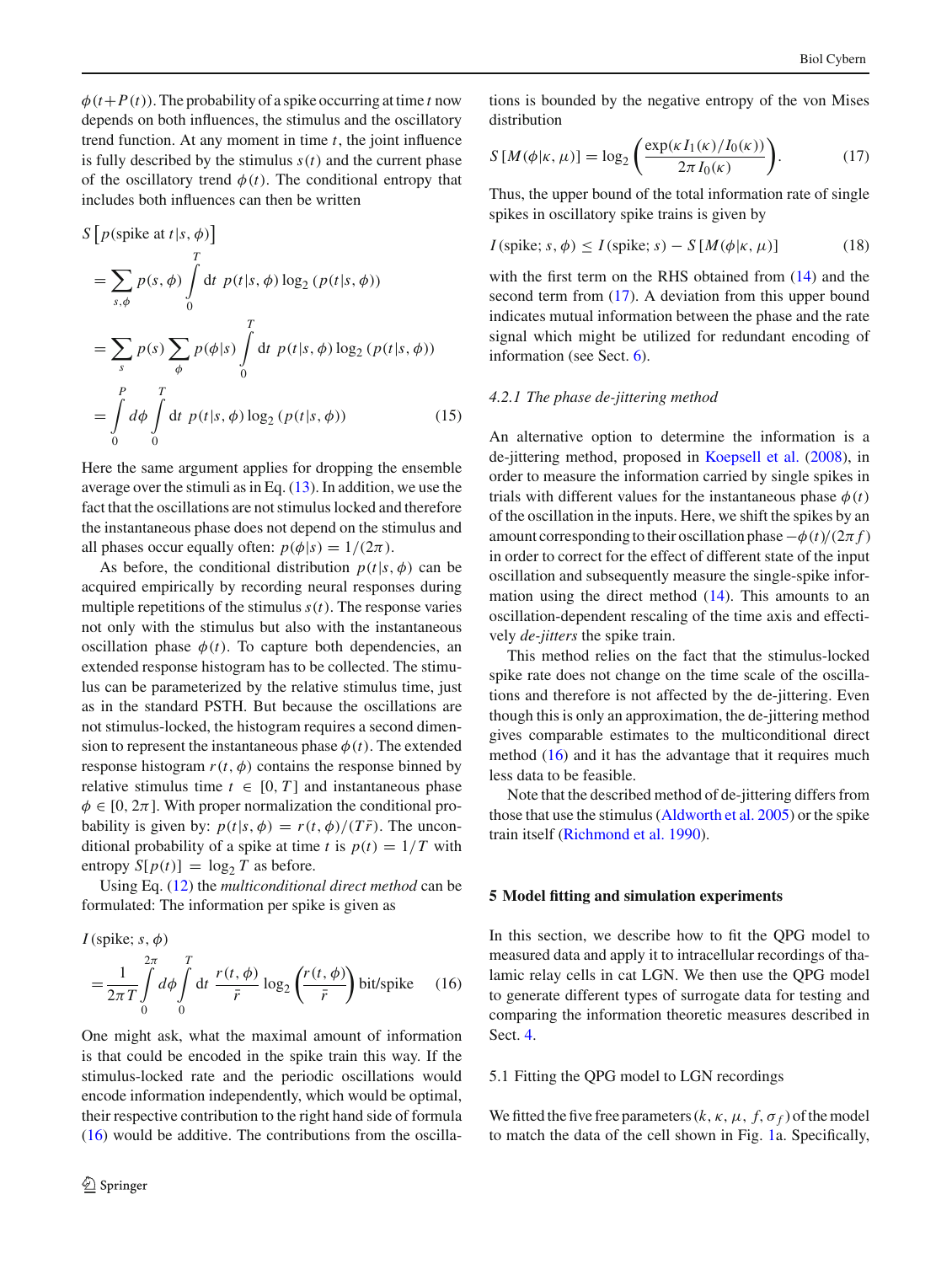$\phi(t+P(t))$. The probability of a spike occurring at time $t$ now depends on both influences, the stimulus and the oscillatory trend function. At any moment in time $t$, the joint influence is fully described by the stimulus $s(t)$ and the current phase of the oscillatory trend $\phi(t)$. The conditional entropy that includes both influences can then be written

$$
\begin{aligned}
S\left[p(\text{spike at } t|s,\phi)\right] &= \sum_{s,\phi} p(s,\phi) \int_0^T \mathrm{d}t\ p(t|s,\phi)\log_2\left(p(t|s,\phi)\right) \\
&= \sum_{s} p(s) \sum_{\phi} p(\phi|s) \int_0^T \mathrm{d}t\ p(t|s,\phi)\log_2\left(p(t|s,\phi)\right) \\
&= \int_0^P d\phi \int_0^T \mathrm{d}t\ p(t|s,\phi)\log_2\left(p(t|s,\phi)\right) \qquad (15)
\end{aligned}
$$

Here the same argument applies for dropping the ensemble average over the stimuli as in Eq. (13). In addition, we use the fact that the oscillations are not stimulus locked and therefore the instantaneous phase does not depend on the stimulus and all phases occur equally often: $p(\phi|s) = 1/(2\pi)$.

As before, the conditional distribution $p(t|s,\phi)$ can be acquired empirically by recording neural responses during multiple repetitions of the stimulus $s(t)$. The response varies not only with the stimulus but also with the instantaneous oscillation phase $\phi(t)$. To capture both dependencies, an extended response histogram has to be collected. The stimulus can be parameterized by the relative stimulus time, just as in the standard PSTH. But because the oscillations are not stimulus-locked, the histogram requires a second dimension to represent the instantaneous phase $\phi(t)$. The extended response histogram $r(t,\phi)$ contains the response binned by relative stimulus time $t \in [0, T]$ and instantaneous phase $\phi \in [0, 2\pi]$. With proper normalization the conditional probability is given by: $p(t|s,\phi) = r(t,\phi)/(T\bar{r})$. The unconditional probability of a spike at time $t$ is $p(t) = 1/T$ with entropy $S[p(t)] = \log_2 T$ as before.

Using Eq. (12) the *multiconditional direct method* can be formulated: The information per spike is given as

$$
I(\text{spike}; s,\phi) = \frac{1}{2\pi T}\int_0^{2\pi} d\phi \int_0^T \mathrm{d}t\ \frac{r(t,\phi)}{\bar{r}} \log_2\left(\frac{r(t,\phi)}{\bar{r}}\right) \text{ bit/spike} \qquad (16)
$$

One might ask, what the maximal amount of information is that could be encoded in the spike train this way. If the stimulus-locked rate and the periodic oscillations would encode information independently, which would be optimal, their respective contribution to the right hand side of formula (16) would be additive. The contributions from the oscillations is bounded by the negative entropy of the von Mises distribution

$$
S\left[M(\phi|\kappa,\mu)\right] = \log_2\left(\frac{\exp(\kappa I_1(\kappa)/I_0(\kappa))}{2\pi I_0(\kappa)}\right). \qquad (17)
$$

Thus, the upper bound of the total information rate of single spikes in oscillatory spike trains is given by

$$
I(\text{spike}; s,\phi) \leq I(\text{spike}; s) - S\left[M(\phi|\kappa,\mu)\right] \qquad (18)
$$

with the first term on the RHS obtained from (14) and the second term from (17). A deviation from this upper bound indicates mutual information between the phase and the rate signal which might be utilized for redundant encoding of information (see Sect. 6).

#### 4.2.1 The phase de-jittering method

An alternative option to determine the information is a de-jittering method, proposed in Koepsell et al. (2008), in order to measure the information carried by single spikes in trials with different values for the instantaneous phase $\phi(t)$ of the oscillation in the inputs. Here, we shift the spikes by an amount corresponding to their oscillation phase $-\phi(t)/(2\pi f)$ in order to correct for the effect of different state of the input oscillation and subsequently measure the single-spike information using the direct method (14). This amounts to an oscillation-dependent rescaling of the time axis and effectively *de-jitters* the spike train.

This method relies on the fact that the stimulus-locked spike rate does not change on the time scale of the oscillations and therefore is not affected by the de-jittering. Even though this is only an approximation, the de-jittering method gives comparable estimates to the multiconditional direct method (16) and it has the advantage that it requires much less data to be feasible.

Note that the described method of de-jittering differs from those that use the stimulus (Aldworth et al. 2005) or the spike train itself (Richmond et al. 1990).

## 5 Model fitting and simulation experiments

In this section, we describe how to fit the QPG model to measured data and apply it to intracellular recordings of thalamic relay cells in cat LGN. We then use the QPG model to generate different types of surrogate data for testing and comparing the information theoretic measures described in Sect. 4.

### 5.1 Fitting the QPG model to LGN recordings

We fitted the five free parameters $(k, \kappa, \mu, f, \sigma_f)$ of the model to match the data of the cell shown in Fig. 1a. Specifically,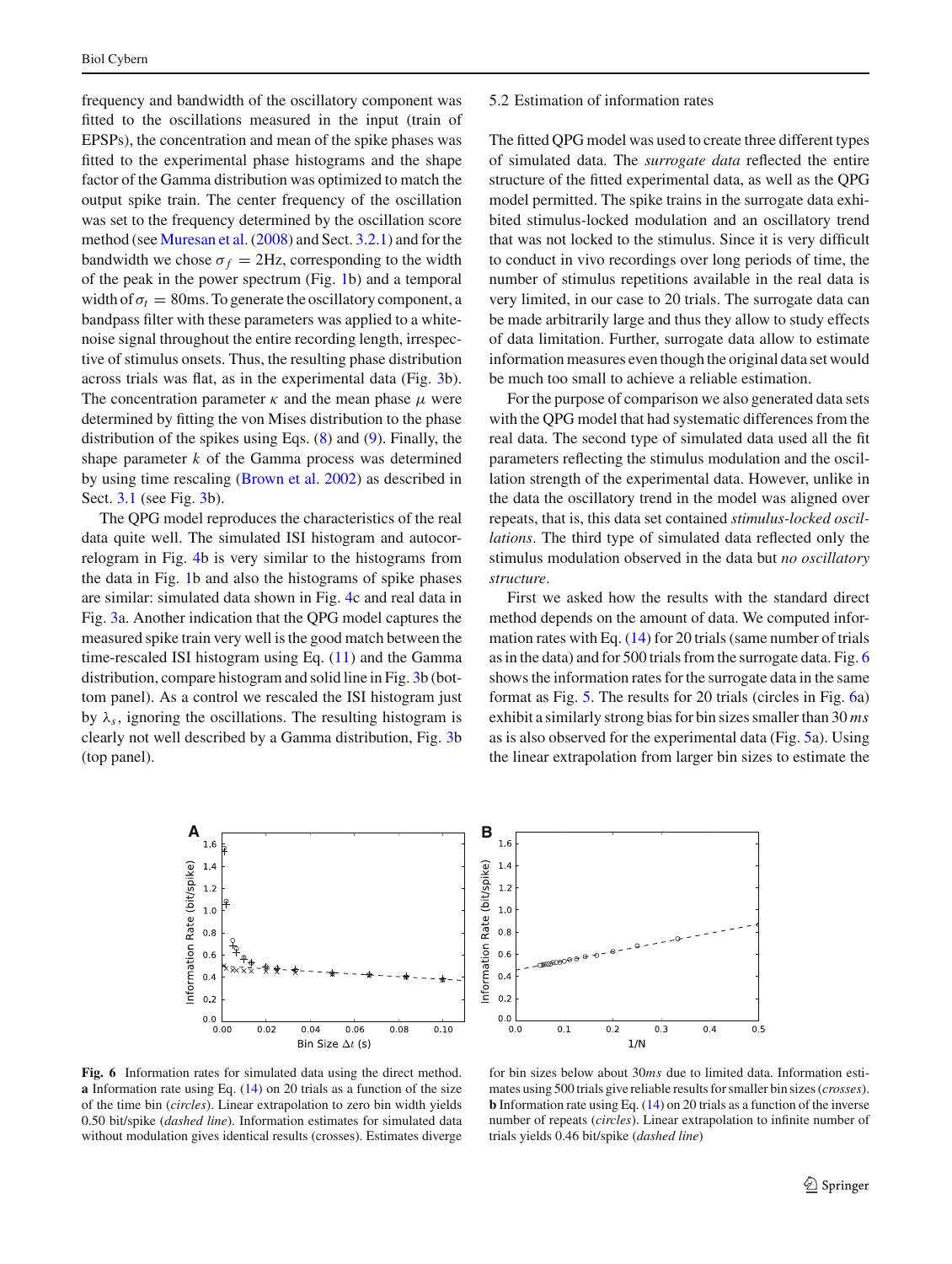frequency and bandwidth of the oscillatory component was fitted to the oscillations measured in the input (train of EPSPs), the concentration and mean of the spike phases was fitted to the experimental phase histograms and the shape factor of the Gamma distribution was optimized to match the output spike train. The center frequency of the oscillation was set to the frequency determined by the oscillation score method (see Muresan et al. (2008) and Sect. 3.2.1) and for the bandwidth we chose $\sigma_f = 2$Hz, corresponding to the width of the peak in the power spectrum (Fig. 1b) and a temporal width of $\sigma_t = 80$ms. To generate the oscillatory component, a bandpass filter with these parameters was applied to a white-noise signal throughout the entire recording length, irrespective of stimulus onsets. Thus, the resulting phase distribution across trials was flat, as in the experimental data (Fig. 3b). The concentration parameter $\kappa$ and the mean phase $\mu$ were determined by fitting the von Mises distribution to the phase distribution of the spikes using Eqs. (8) and (9). Finally, the shape parameter $k$ of the Gamma process was determined by using time rescaling (Brown et al. 2002) as described in Sect. 3.1 (see Fig. 3b).

The QPG model reproduces the characteristics of the real data quite well. The simulated ISI histogram and autocorrelogram in Fig. 4b is very similar to the histograms from the data in Fig. 1b and also the histograms of spike phases are similar: simulated data shown in Fig. 4c and real data in Fig. 3a. Another indication that the QPG model captures the measured spike train very well is the good match between the time-rescaled ISI histogram using Eq. (11) and the Gamma distribution, compare histogram and solid line in Fig. 3b (bottom panel). As a control we rescaled the ISI histogram just by $\lambda_s$, ignoring the oscillations. The resulting histogram is clearly not well described by a Gamma distribution, Fig. 3b (top panel).

### 5.2 Estimation of information rates

The fitted QPG model was used to create three different types of simulated data. The *surrogate data* reflected the entire structure of the fitted experimental data, as well as the QPG model permitted. The spike trains in the surrogate data exhibited stimulus-locked modulation and an oscillatory trend that was not locked to the stimulus. Since it is very difficult to conduct in vivo recordings over long periods of time, the number of stimulus repetitions available in the real data is very limited, in our case to 20 trials. The surrogate data can be made arbitrarily large and thus they allow to study effects of data limitation. Further, surrogate data allow to estimate information measures even though the original data set would be much too small to achieve a reliable estimation.

For the purpose of comparison we also generated data sets with the QPG model that had systematic differences from the real data. The second type of simulated data used all the fit parameters reflecting the stimulus modulation and the oscillation strength of the experimental data. However, unlike in the data the oscillatory trend in the model was aligned over repeats, that is, this data set contained *stimulus-locked oscillations*. The third type of simulated data reflected only the stimulus modulation observed in the data but *no oscillatory structure*.

First we asked how the results with the standard direct method depends on the amount of data. We computed information rates with Eq. (14) for 20 trials (same number of trials as in the data) and for 500 trials from the surrogate data. Fig. 6 shows the information rates for the surrogate data in the same format as Fig. 5. The results for 20 trials (circles in Fig. 6a) exhibit a similarly strong bias for bin sizes smaller than 30 *ms* as is also observed for the experimental data (Fig. 5a). Using the linear extrapolation from larger bin sizes to estimate the

**Fig. 6** Information rates for simulated data using the direct method. **a** Information rate using Eq. (14) on 20 trials as a function of the size of the time bin (*circles*). Linear extrapolation to zero bin width yields 0.50 bit/spike (*dashed line*). Information estimates for simulated data without modulation gives identical results (crosses). Estimates diverge for bin sizes below about 30*ms* due to limited data. Information estimates using 500 trials give reliable results for smaller bin sizes (*crosses*). **b** Information rate using Eq. (14) on 20 trials as a function of the inverse number of repeats (*circles*). Linear extrapolation to infinite number of trials yields 0.46 bit/spike (*dashed line*)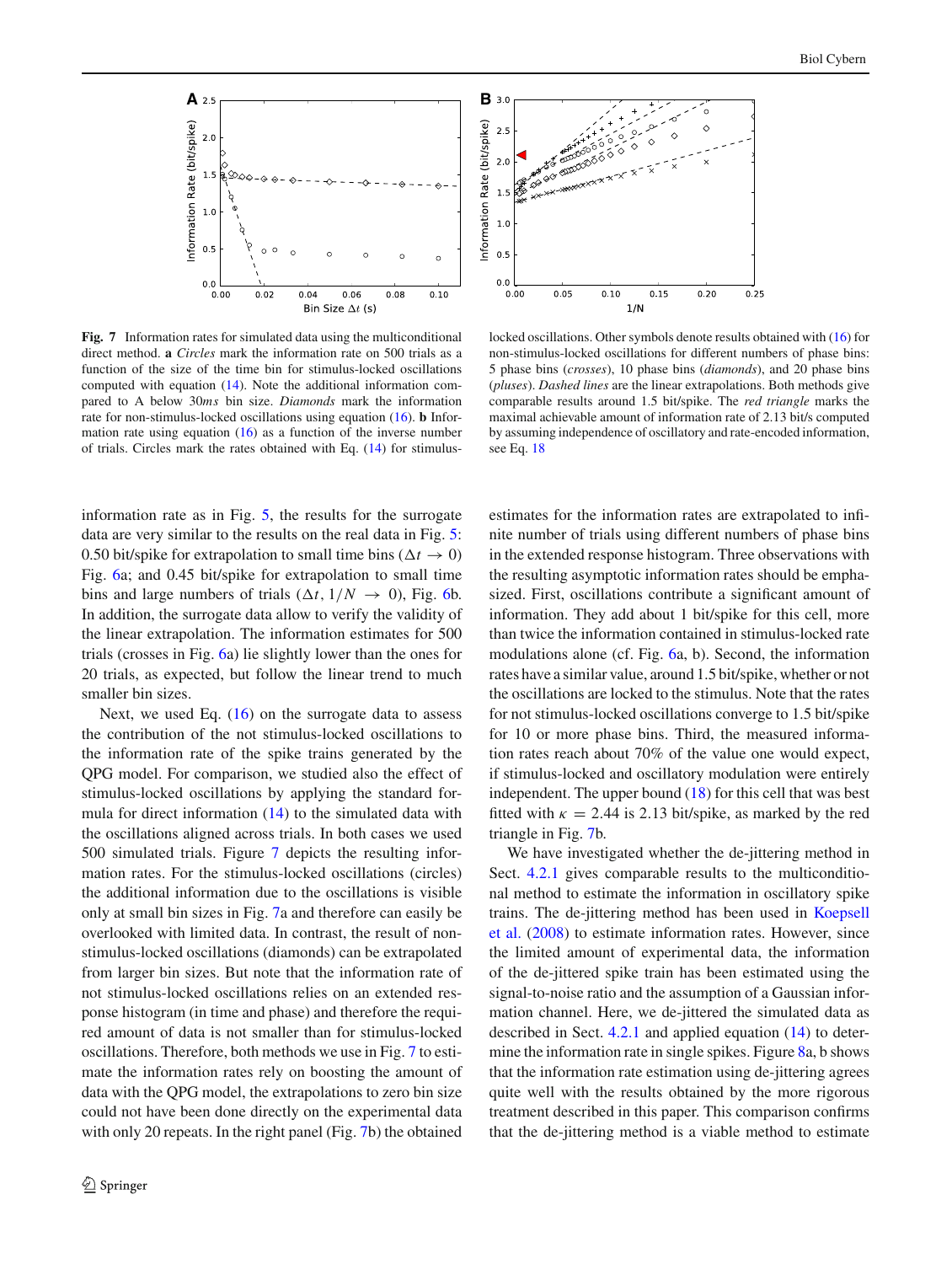**Fig. 7** Information rates for simulated data using the multiconditional direct method. **a** *Circles* mark the information rate on 500 trials as a function of the size of the time bin for stimulus-locked oscillations computed with equation (14). Note the additional information compared to A below 30*ms* bin size. *Diamonds* mark the information rate for non-stimulus-locked oscillations using equation (16). **b** Information rate using equation (16) as a function of the inverse number of trials. Circles mark the rates obtained with Eq. (14) for stimulus-locked oscillations. Other symbols denote results obtained with (16) for non-stimulus-locked oscillations for different numbers of phase bins: 5 phase bins (*crosses*), 10 phase bins (*diamonds*), and 20 phase bins (*pluses*). *Dashed lines* are the linear extrapolations. Both methods give comparable results around 1.5 bit/spike. The *red triangle* marks the maximal achievable amount of information rate of 2.13 bit/s computed by assuming independence of oscillatory and rate-encoded information, see Eq. 18

information rate as in Fig. 5, the results for the surrogate data are very similar to the results on the real data in Fig. 5: 0.50 bit/spike for extrapolation to small time bins ($\Delta t \rightarrow 0$) Fig. 6a; and 0.45 bit/spike for extrapolation to small time bins and large numbers of trials ($\Delta t$, $1/N \rightarrow 0$), Fig. 6b. In addition, the surrogate data allow to verify the validity of the linear extrapolation. The information estimates for 500 trials (crosses in Fig. 6a) lie slightly lower than the ones for 20 trials, as expected, but follow the linear trend to much smaller bin sizes.

Next, we used Eq. (16) on the surrogate data to assess the contribution of the not stimulus-locked oscillations to the information rate of the spike trains generated by the QPG model. For comparison, we studied also the effect of stimulus-locked oscillations by applying the standard formula for direct information (14) to the simulated data with the oscillations aligned across trials. In both cases we used 500 simulated trials. Figure 7 depicts the resulting information rates. For the stimulus-locked oscillations (circles) the additional information due to the oscillations is visible only at small bin sizes in Fig. 7a and therefore can easily be overlooked with limited data. In contrast, the result of non-stimulus-locked oscillations (diamonds) can be extrapolated from larger bin sizes. But note that the information rate of not stimulus-locked oscillations relies on an extended response histogram (in time and phase) and therefore the required amount of data is not smaller than for stimulus-locked oscillations. Therefore, both methods we use in Fig. 7 to estimate the information rates rely on boosting the amount of data with the QPG model, the extrapolations to zero bin size could not have been done directly on the experimental data with only 20 repeats. In the right panel (Fig. 7b) the obtained estimates for the information rates are extrapolated to infinite number of trials using different numbers of phase bins in the extended response histogram. Three observations with the resulting asymptotic information rates should be emphasized. First, oscillations contribute a significant amount of information. They add about 1 bit/spike for this cell, more than twice the information contained in stimulus-locked rate modulations alone (cf. Fig. 6a, b). Second, the information rates have a similar value, around 1.5 bit/spike, whether or not the oscillations are locked to the stimulus. Note that the rates for not stimulus-locked oscillations converge to 1.5 bit/spike for 10 or more phase bins. Third, the measured information rates reach about 70% of the value one would expect, if stimulus-locked and oscillatory modulation were entirely independent. The upper bound (18) for this cell that was best fitted with $\kappa = 2.44$ is 2.13 bit/spike, as marked by the red triangle in Fig. 7b.

We have investigated whether the de-jittering method in Sect. 4.2.1 gives comparable results to the multiconditional method to estimate the information in oscillatory spike trains. The de-jittering method has been used in Koepsell et al. (2008) to estimate information rates. However, since the limited amount of experimental data, the information of the de-jittered spike train has been estimated using the signal-to-noise ratio and the assumption of a Gaussian information channel. Here, we de-jittered the simulated data as described in Sect. 4.2.1 and applied equation (14) to determine the information rate in single spikes. Figure 8a, b shows that the information rate estimation using de-jittering agrees quite well with the results obtained by the more rigorous treatment described in this paper. This comparison confirms that the de-jittering method is a viable method to estimate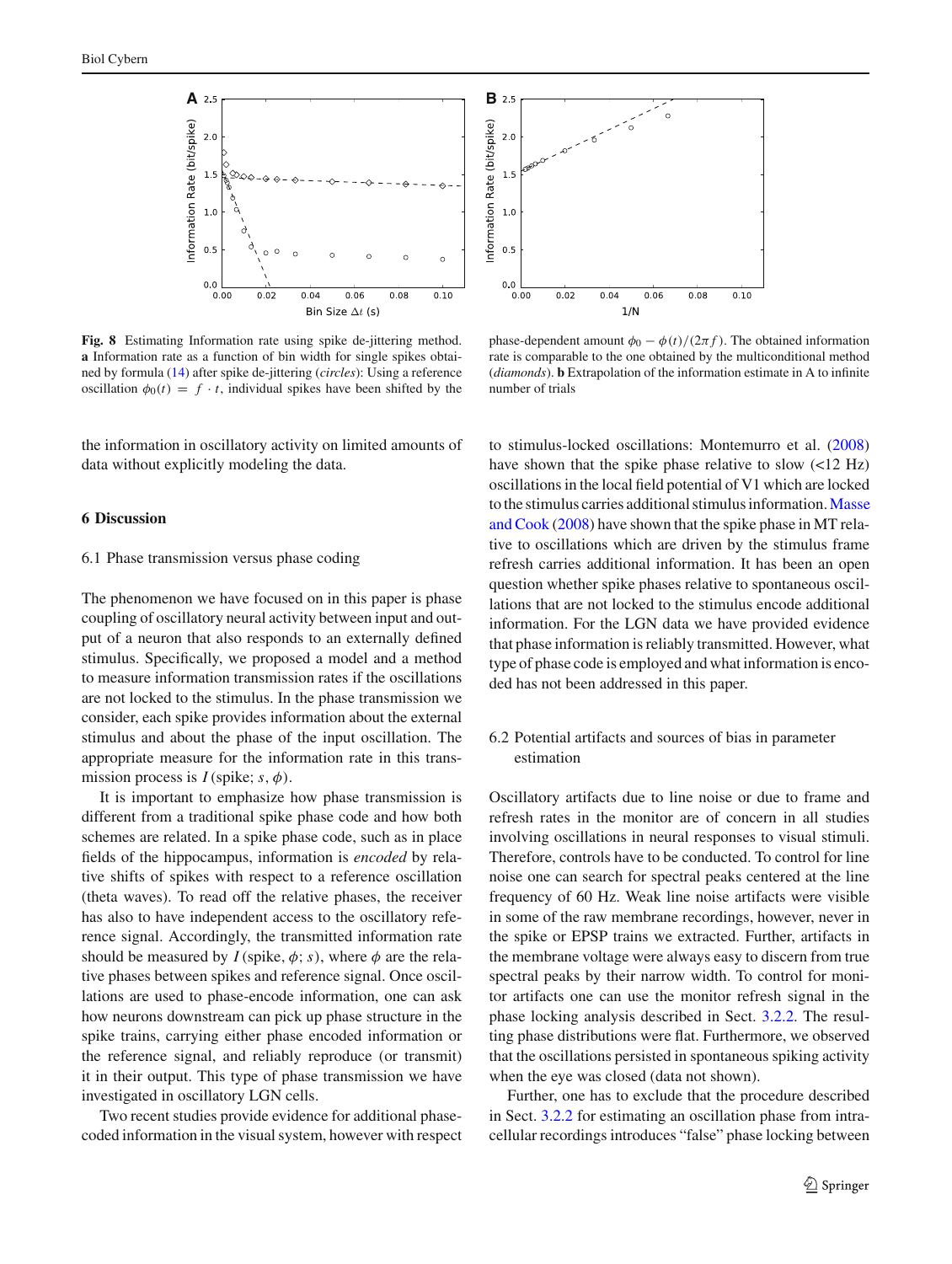**Fig. 8** Estimating Information rate using spike de-jittering method. **a** Information rate as a function of bin width for single spikes obtained by formula (14) after spike de-jittering (*circles*): Using a reference oscillation $\phi_0(t) = f \cdot t$, individual spikes have been shifted by the phase-dependent amount $\phi_0 - \phi(t)/(2\pi f)$. The obtained information rate is comparable to the one obtained by the multiconditional method (*diamonds*). **b** Extrapolation of the information estimate in A to infinite number of trials

the information in oscillatory activity on limited amounts of data without explicitly modeling the data.

## 6 Discussion

### 6.1 Phase transmission versus phase coding

The phenomenon we have focused on in this paper is phase coupling of oscillatory neural activity between input and output of a neuron that also responds to an externally defined stimulus. Specifically, we proposed a model and a method to measure information transmission rates if the oscillations are not locked to the stimulus. In the phase transmission we consider, each spike provides information about the external stimulus and about the phase of the input oscillation. The appropriate measure for the information rate in this transmission process is $I(\text{spike}; s, \phi)$.

It is important to emphasize how phase transmission is different from a traditional spike phase code and how both schemes are related. In a spike phase code, such as in place fields of the hippocampus, information is *encoded* by relative shifts of spikes with respect to a reference oscillation (theta waves). To read off the relative phases, the receiver has also to have independent access to the oscillatory reference signal. Accordingly, the transmitted information rate should be measured by $I(\text{spike}, \phi; s)$, where $\phi$ are the relative phases between spikes and reference signal. Once oscillations are used to phase-encode information, one can ask how neurons downstream can pick up phase structure in the spike trains, carrying either phase encoded information or the reference signal, and reliably reproduce (or transmit) it in their output. This type of phase transmission we have investigated in oscillatory LGN cells.

Two recent studies provide evidence for additional phase-coded information in the visual system, however with respect to stimulus-locked oscillations: Montemurro et al. (2008) have shown that the spike phase relative to slow (<12 Hz) oscillations in the local field potential of V1 which are locked to the stimulus carries additional stimulus information. Masse and Cook (2008) have shown that the spike phase in MT relative to oscillations which are driven by the stimulus frame refresh carries additional information. It has been an open question whether spike phases relative to spontaneous oscillations that are not locked to the stimulus encode additional information. For the LGN data we have provided evidence that phase information is reliably transmitted. However, what type of phase code is employed and what information is encoded has not been addressed in this paper.

### 6.2 Potential artifacts and sources of bias in parameter estimation

Oscillatory artifacts due to line noise or due to frame and refresh rates in the monitor are of concern in all studies involving oscillations in neural responses to visual stimuli. Therefore, controls have to be conducted. To control for line noise one can search for spectral peaks centered at the line frequency of 60 Hz. Weak line noise artifacts were visible in some of the raw membrane recordings, however, never in the spike or EPSP trains we extracted. Further, artifacts in the membrane voltage were always easy to discern from true spectral peaks by their narrow width. To control for monitor artifacts one can use the monitor refresh signal in the phase locking analysis described in Sect. 3.2.2. The resulting phase distributions were flat. Furthermore, we observed that the oscillations persisted in spontaneous spiking activity when the eye was closed (data not shown).

Further, one has to exclude that the procedure described in Sect. 3.2.2 for estimating an oscillation phase from intracellular recordings introduces "false" phase locking between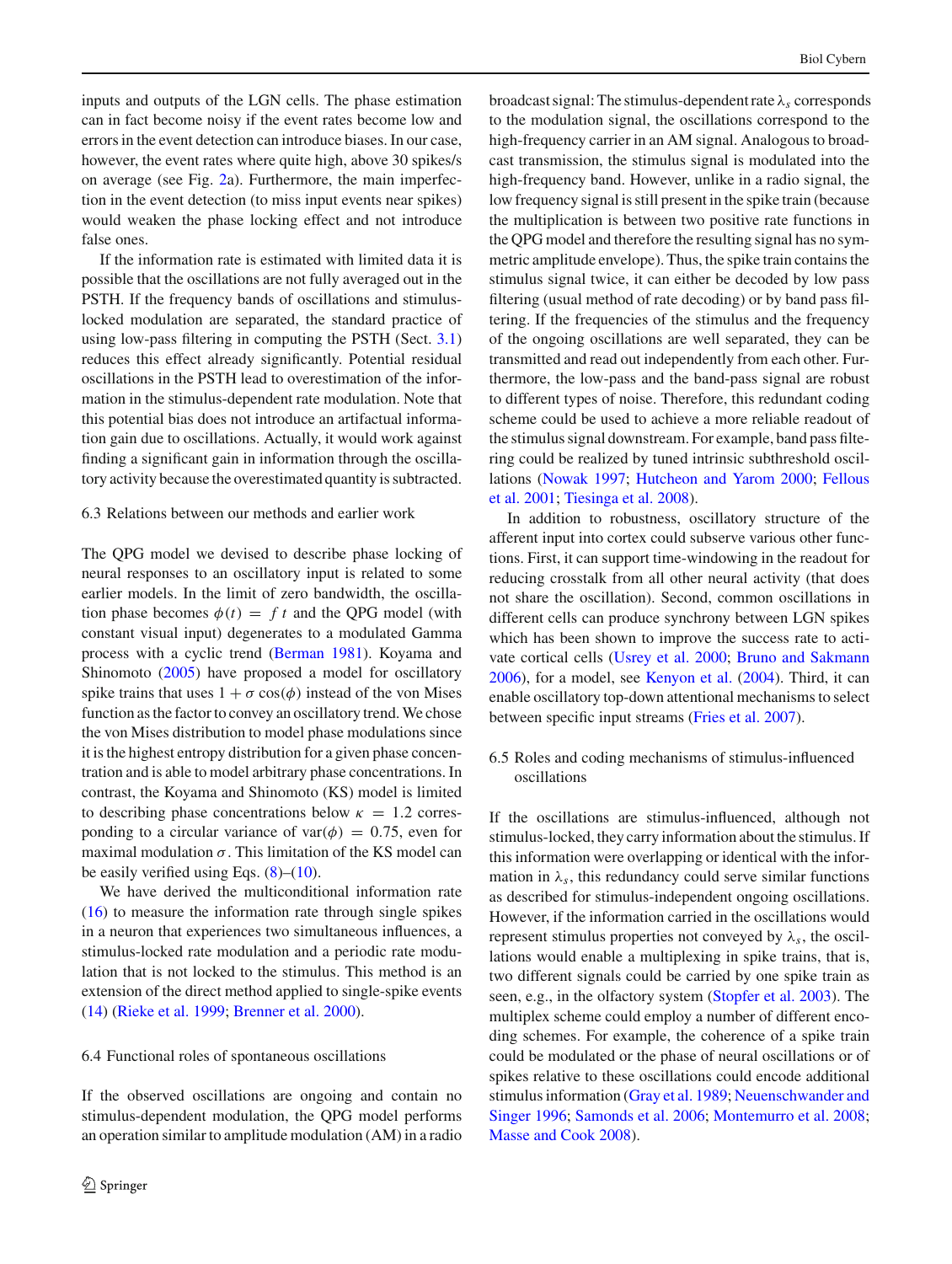inputs and outputs of the LGN cells. The phase estimation can in fact become noisy if the event rates become low and errors in the event detection can introduce biases. In our case, however, the event rates where quite high, above 30 spikes/s on average (see Fig. 2a). Furthermore, the main imperfection in the event detection (to miss input events near spikes) would weaken the phase locking effect and not introduce false ones.

If the information rate is estimated with limited data it is possible that the oscillations are not fully averaged out in the PSTH. If the frequency bands of oscillations and stimulus-locked modulation are separated, the standard practice of using low-pass filtering in computing the PSTH (Sect. 3.1) reduces this effect already significantly. Potential residual oscillations in the PSTH lead to overestimation of the information in the stimulus-dependent rate modulation. Note that this potential bias does not introduce an artifactual information gain due to oscillations. Actually, it would work against finding a significant gain in information through the oscillatory activity because the overestimated quantity is subtracted.

### 6.3 Relations between our methods and earlier work

The QPG model we devised to describe phase locking of neural responses to an oscillatory input is related to some earlier models. In the limit of zero bandwidth, the oscillation phase becomes $\phi(t) = f\, t$ and the QPG model (with constant visual input) degenerates to a modulated Gamma process with a cyclic trend (Berman 1981). Koyama and Shinomoto (2005) have proposed a model for oscillatory spike trains that uses $1 + \sigma \cos(\phi)$ instead of the von Mises function as the factor to convey an oscillatory trend. We chose the von Mises distribution to model phase modulations since it is the highest entropy distribution for a given phase concentration and is able to model arbitrary phase concentrations. In contrast, the Koyama and Shinomoto (KS) model is limited to describing phase concentrations below $\kappa = 1.2$ corresponding to a circular variance of $\mathrm{var}(\phi) = 0.75$, even for maximal modulation $\sigma$. This limitation of the KS model can be easily verified using Eqs. (8)–(10).

We have derived the multiconditional information rate (16) to measure the information rate through single spikes in a neuron that experiences two simultaneous influences, a stimulus-locked rate modulation and a periodic rate modulation that is not locked to the stimulus. This method is an extension of the direct method applied to single-spike events (14) (Rieke et al. 1999; Brenner et al. 2000).

### 6.4 Functional roles of spontaneous oscillations

If the observed oscillations are ongoing and contain no stimulus-dependent modulation, the QPG model performs an operation similar to amplitude modulation (AM) in a radio broadcast signal: The stimulus-dependent rate $\lambda_s$ corresponds to the modulation signal, the oscillations correspond to the high-frequency carrier in an AM signal. Analogous to broadcast transmission, the stimulus signal is modulated into the high-frequency band. However, unlike in a radio signal, the low frequency signal is still present in the spike train (because the multiplication is between two positive rate functions in the QPG model and therefore the resulting signal has no symmetric amplitude envelope). Thus, the spike train contains the stimulus signal twice, it can either be decoded by low pass filtering (usual method of rate decoding) or by band pass filtering. If the frequencies of the stimulus and the frequency of the ongoing oscillations are well separated, they can be transmitted and read out independently from each other. Furthermore, the low-pass and the band-pass signal are robust to different types of noise. Therefore, this redundant coding scheme could be used to achieve a more reliable readout of the stimulus signal downstream. For example, band pass filtering could be realized by tuned intrinsic subthreshold oscillations (Nowak 1997; Hutcheon and Yarom 2000; Fellous et al. 2001; Tiesinga et al. 2008).

In addition to robustness, oscillatory structure of the afferent input into cortex could subserve various other functions. First, it can support time-windowing in the readout for reducing crosstalk from all other neural activity (that does not share the oscillation). Second, common oscillations in different cells can produce synchrony between LGN spikes which has been shown to improve the success rate to activate cortical cells (Usrey et al. 2000; Bruno and Sakmann 2006), for a model, see Kenyon et al. (2004). Third, it can enable oscillatory top-down attentional mechanisms to select between specific input streams (Fries et al. 2007).

### 6.5 Roles and coding mechanisms of stimulus-influenced oscillations

If the oscillations are stimulus-influenced, although not stimulus-locked, they carry information about the stimulus. If this information were overlapping or identical with the information in $\lambda_s$, this redundancy could serve similar functions as described for stimulus-independent ongoing oscillations. However, if the information carried in the oscillations would represent stimulus properties not conveyed by $\lambda_s$, the oscillations would enable a multiplexing in spike trains, that is, two different signals could be carried by one spike train as seen, e.g., in the olfactory system (Stopfer et al. 2003). The multiplex scheme could employ a number of different encoding schemes. For example, the coherence of a spike train could be modulated or the phase of neural oscillations or of spikes relative to these oscillations could encode additional stimulus information (Gray et al. 1989; Neuenschwander and Singer 1996; Samonds et al. 2006; Montemurro et al. 2008; Masse and Cook 2008).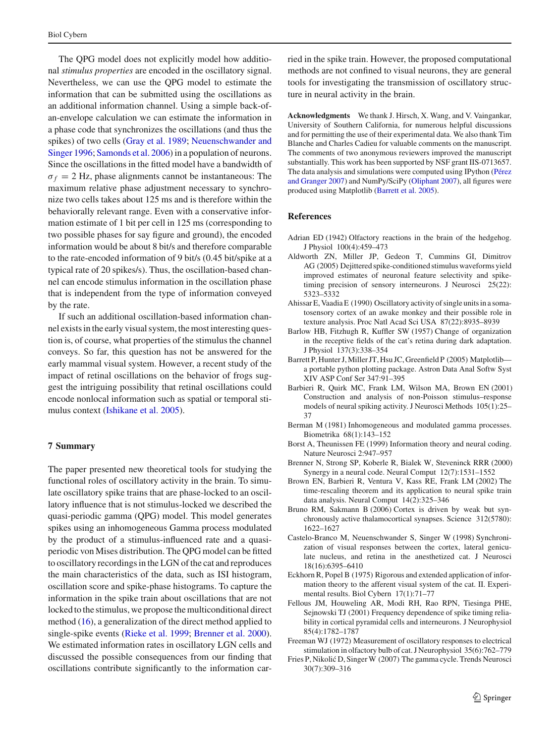The QPG model does not explicitly model how additional *stimulus properties* are encoded in the oscillatory signal. Nevertheless, we can use the QPG model to estimate the information that can be submitted using the oscillations as an additional information channel. Using a simple back-of-an-envelope calculation we can estimate the information in a phase code that synchronizes the oscillations (and thus the spikes) of two cells (Gray et al. 1989; Neuenschwander and Singer 1996; Samonds et al. 2006) in a population of neurons. Since the oscillations in the fitted model have a bandwidth of $\sigma_f = 2$ Hz, phase alignments cannot be instantaneous: The maximum relative phase adjustment necessary to synchronize two cells takes about 125 ms and is therefore within the behaviorally relevant range. Even with a conservative information estimate of 1 bit per cell in 125 ms (corresponding to two possible phases for say figure and ground), the encoded information would be about 8 bit/s and therefore comparable to the rate-encoded information of 9 bit/s (0.45 bit/spike at a typical rate of 20 spikes/s). Thus, the oscillation-based channel can encode stimulus information in the oscillation phase that is independent from the type of information conveyed by the rate.

If such an additional oscillation-based information channel exists in the early visual system, the most interesting question is, of course, what properties of the stimulus the channel conveys. So far, this question has not be answered for the early mammal visual system. However, a recent study of the impact of retinal oscillations on the behavior of frogs suggest the intriguing possibility that retinal oscillations could encode nonlocal information such as spatial or temporal stimulus context (Ishikane et al. 2005).

## 7 Summary

The paper presented new theoretical tools for studying the functional roles of oscillatory activity in the brain. To simulate oscillatory spike trains that are phase-locked to an oscillatory influence that is not stimulus-locked we described the quasi-periodic gamma (QPG) model. This model generates spikes using an inhomogeneous Gamma process modulated by the product of a stimulus-influenced rate and a quasi-periodic von Mises distribution. The QPG model can be fitted to oscillatory recordings in the LGN of the cat and reproduces the main characteristics of the data, such as ISI histogram, oscillation score and spike-phase histograms. To capture the information in the spike train about oscillations that are not locked to the stimulus, we propose the multiconditional direct method (16), a generalization of the direct method applied to single-spike events (Rieke et al. 1999; Brenner et al. 2000). We estimated information rates in oscillatory LGN cells and discussed the possible consequences from our finding that oscillations contribute significantly to the information carried in the spike train. However, the proposed computational methods are not confined to visual neurons, they are general tools for investigating the transmission of oscillatory structure in neural activity in the brain.

**Acknowledgments** We thank J. Hirsch, X. Wang, and V. Vaingankar, University of Southern California, for numerous helpful discussions and for permitting the use of their experimental data. We also thank Tim Blanche and Charles Cadieu for valuable comments on the manuscript. The comments of two anonymous reviewers improved the manuscript substantially. This work has been supported by NSF grant IIS-0713657. The data analysis and simulations were computed using IPython (Pérez and Granger 2007) and NumPy/SciPy (Oliphant 2007), all figures were produced using Matplotlib (Barrett et al. 2005).

## References

Adrian ED (1942) Olfactory reactions in the brain of the hedgehog. J Physiol 100(4):459–473

Aldworth ZN, Miller JP, Gedeon T, Cummins GI, Dimitrov AG (2005) Dejittered spike-conditioned stimulus waveforms yield improved estimates of neuronal feature selectivity and spike-timing precision of sensory interneurons. J Neurosci 25(22): 5323–5332

Ahissar E, Vaadia E (1990) Oscillatory activity of single units in a somatosensory cortex of an awake monkey and their possible role in texture analysis. Proc Natl Acad Sci USA 87(22):8935–8939

Barlow HB, Fitzhugh R, Kuffler SW (1957) Change of organization in the receptive fields of the cat's retina during dark adaptation. J Physiol 137(3):338–354

Barrett P, Hunter J, Miller JT, Hsu JC, Greenfield P (2005) Matplotlib—a portable python plotting package. Astron Data Anal Softw Syst XIV ASP Conf Ser 347:91–395

Barbieri R, Quirk MC, Frank LM, Wilson MA, Brown EN (2001) Construction and analysis of non-Poisson stimulus–response models of neural spiking activity. J Neurosci Methods 105(1):25–37

Berman M (1981) Inhomogeneous and modulated gamma processes. Biometrika 68(1):143–152

Borst A, Theunissen FE (1999) Information theory and neural coding. Nature Neurosci 2:947–957

Brenner N, Strong SP, Koberle R, Bialek W, Steveninck RRR (2000) Synergy in a neural code. Neural Comput 12(7):1531–1552

Brown EN, Barbieri R, Ventura V, Kass RE, Frank LM (2002) The time-rescaling theorem and its application to neural spike train data analysis. Neural Comput 14(2):325–346

Bruno RM, Sakmann B (2006) Cortex is driven by weak but synchronously active thalamocortical synapses. Science 312(5780): 1622–1627

Castelo-Branco M, Neuenschwander S, Singer W (1998) Synchronization of visual responses between the cortex, lateral geniculate nucleus, and retina in the anesthetized cat. J Neurosci 18(16):6395–6410

Eckhorn R, Popel B (1975) Rigorous and extended application of information theory to the afferent visual system of the cat. II. Experimental results. Biol Cybern 17(1):71–77

Fellous JM, Houweling AR, Modi RH, Rao RPN, Tiesinga PHE, Sejnowski TJ (2001) Frequency dependence of spike timing reliability in cortical pyramidal cells and interneurons. J Neurophysiol 85(4):1782–1787

Freeman WJ (1972) Measurement of oscillatory responses to electrical stimulation in olfactory bulb of cat. J Neurophysiol 35(6):762–779

Fries P, Nikolić D, Singer W (2007) The gamma cycle. Trends Neurosci 30(7):309–316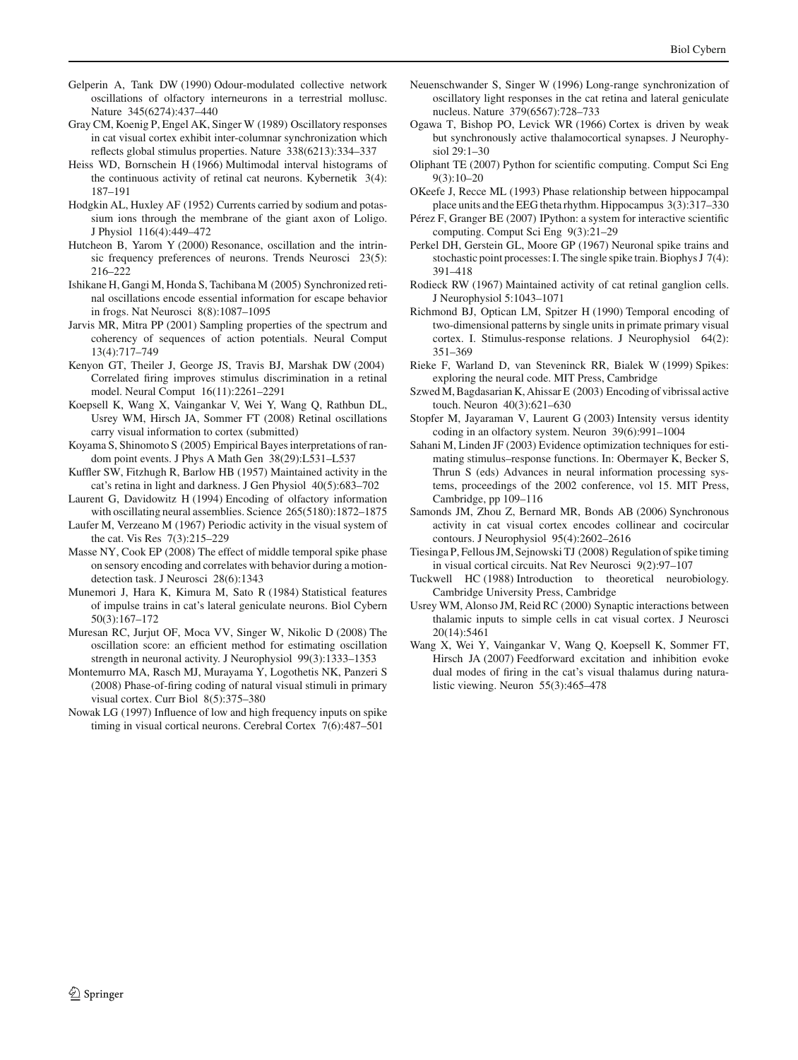Gelperin A, Tank DW (1990) Odour-modulated collective network oscillations of olfactory interneurons in a terrestrial mollusc. Nature 345(6274):437–440

Gray CM, Koenig P, Engel AK, Singer W (1989) Oscillatory responses in cat visual cortex exhibit inter-columnar synchronization which reflects global stimulus properties. Nature 338(6213):334–337

Heiss WD, Bornschein H (1966) Multimodal interval histograms of the continuous activity of retinal cat neurons. Kybernetik 3(4): 187–191

Hodgkin AL, Huxley AF (1952) Currents carried by sodium and potassium ions through the membrane of the giant axon of Loligo. J Physiol 116(4):449–472

Hutcheon B, Yarom Y (2000) Resonance, oscillation and the intrinsic frequency preferences of neurons. Trends Neurosci 23(5): 216–222

Ishikane H, Gangi M, Honda S, Tachibana M (2005) Synchronized retinal oscillations encode essential information for escape behavior in frogs. Nat Neurosci 8(8):1087–1095

Jarvis MR, Mitra PP (2001) Sampling properties of the spectrum and coherency of sequences of action potentials. Neural Comput 13(4):717–749

Kenyon GT, Theiler J, George JS, Travis BJ, Marshak DW (2004) Correlated firing improves stimulus discrimination in a retinal model. Neural Comput 16(11):2261–2291

Koepsell K, Wang X, Vaingankar V, Wei Y, Wang Q, Rathbun DL, Usrey WM, Hirsch JA, Sommer FT (2008) Retinal oscillations carry visual information to cortex (submitted)

Koyama S, Shinomoto S (2005) Empirical Bayes interpretations of random point events. J Phys A Math Gen 38(29):L531–L537

Kuffler SW, Fitzhugh R, Barlow HB (1957) Maintained activity in the cat's retina in light and darkness. J Gen Physiol 40(5):683–702

Laurent G, Davidowitz H (1994) Encoding of olfactory information with oscillating neural assemblies. Science 265(5180):1872–1875

Laufer M, Verzeano M (1967) Periodic activity in the visual system of the cat. Vis Res 7(3):215–229

Masse NY, Cook EP (2008) The effect of middle temporal spike phase on sensory encoding and correlates with behavior during a motion-detection task. J Neurosci 28(6):1343

Munemori J, Hara K, Kimura M, Sato R (1984) Statistical features of impulse trains in cat's lateral geniculate neurons. Biol Cybern 50(3):167–172

Muresan RC, Jurjut OF, Moca VV, Singer W, Nikolic D (2008) The oscillation score: an efficient method for estimating oscillation strength in neuronal activity. J Neurophysiol 99(3):1333–1353

Montemurro MA, Rasch MJ, Murayama Y, Logothetis NK, Panzeri S (2008) Phase-of-firing coding of natural visual stimuli in primary visual cortex. Curr Biol 8(5):375–380

Nowak LG (1997) Influence of low and high frequency inputs on spike timing in visual cortical neurons. Cerebral Cortex 7(6):487–501

Neuenschwander S, Singer W (1996) Long-range synchronization of oscillatory light responses in the cat retina and lateral geniculate nucleus. Nature 379(6567):728–733

Ogawa T, Bishop PO, Levick WR (1966) Cortex is driven by weak but synchronously active thalamocortical synapses. J Neurophysiol 29:1–30

Oliphant TE (2007) Python for scientific computing. Comput Sci Eng 9(3):10–20

OKeefe J, Recce ML (1993) Phase relationship between hippocampal place units and the EEG theta rhythm. Hippocampus 3(3):317–330

Pérez F, Granger BE (2007) IPython: a system for interactive scientific computing. Comput Sci Eng 9(3):21–29

Perkel DH, Gerstein GL, Moore GP (1967) Neuronal spike trains and stochastic point processes: I. The single spike train. Biophys J 7(4): 391–418

Rodieck RW (1967) Maintained activity of cat retinal ganglion cells. J Neurophysiol 5:1043–1071

Richmond BJ, Optican LM, Spitzer H (1990) Temporal encoding of two-dimensional patterns by single units in primate primary visual cortex. I. Stimulus-response relations. J Neurophysiol 64(2): 351–369

Rieke F, Warland D, van Steveninck RR, Bialek W (1999) Spikes: exploring the neural code. MIT Press, Cambridge

Szwed M, Bagdasarian K, Ahissar E (2003) Encoding of vibrissal active touch. Neuron 40(3):621–630

Stopfer M, Jayaraman V, Laurent G (2003) Intensity versus identity coding in an olfactory system. Neuron 39(6):991–1004

Sahani M, Linden JF (2003) Evidence optimization techniques for estimating stimulus–response functions. In: Obermayer K, Becker S, Thrun S (eds) Advances in neural information processing systems, proceedings of the 2002 conference, vol 15. MIT Press, Cambridge, pp 109–116

Samonds JM, Zhou Z, Bernard MR, Bonds AB (2006) Synchronous activity in cat visual cortex encodes collinear and cocircular contours. J Neurophysiol 95(4):2602–2616

Tiesinga P, Fellous JM, Sejnowski TJ (2008) Regulation of spike timing in visual cortical circuits. Nat Rev Neurosci 9(2):97–107

Tuckwell HC (1988) Introduction to theoretical neurobiology. Cambridge University Press, Cambridge

Usrey WM, Alonso JM, Reid RC (2000) Synaptic interactions between thalamic inputs to simple cells in cat visual cortex. J Neurosci 20(14):5461

Wang X, Wei Y, Vaingankar V, Wang Q, Koepsell K, Sommer FT, Hirsch JA (2007) Feedforward excitation and inhibition evoke dual modes of firing in the cat's visual thalamus during naturalistic viewing. Neuron 55(3):465–478